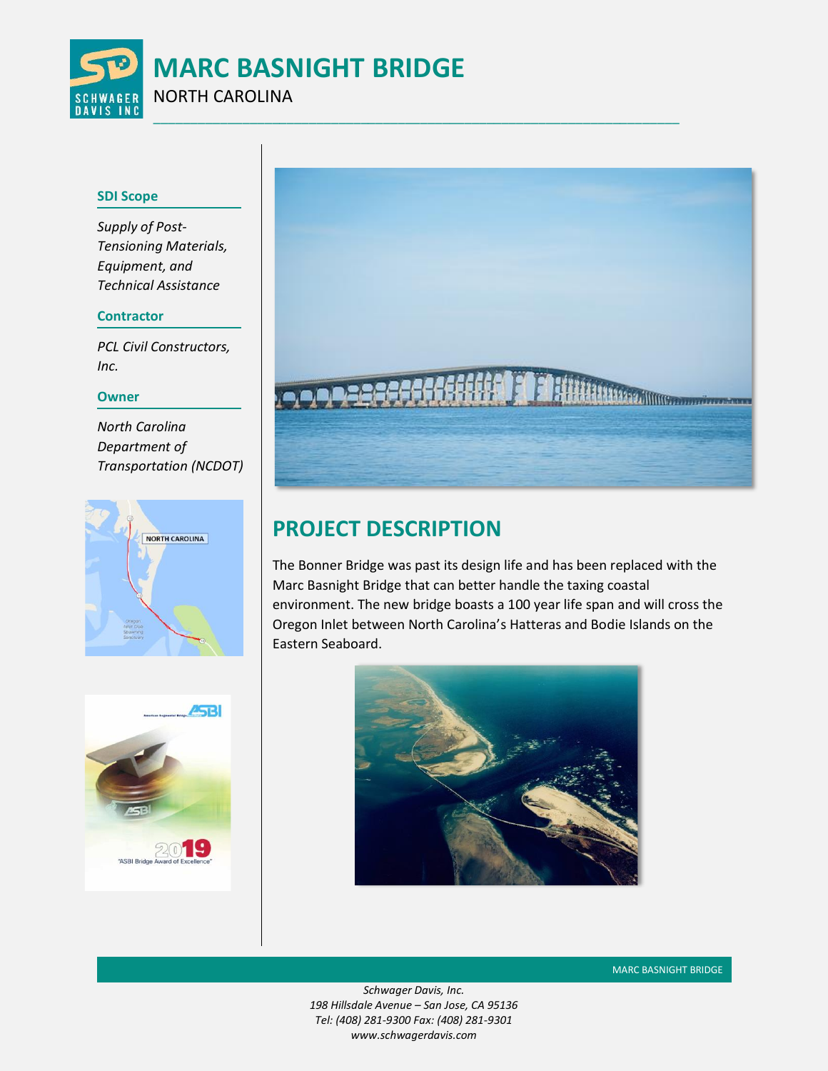# MARC BASNIGHT BRIDGE

NORTH CAROLINA

### SDI Scope

*Supply of Post-Tensioning Materials, Equipment, and Technical Assistance*

### Contractor

*PCL Civil Constructors, Inc.*

### Owner

*North Carolina Department of Transportation (NCDOT)*

## PROJECT DESCRIPTION

The Bonner Bridge was past its design life and has been replaced with the Marc Basnight Bridge that can better handle the taxing coastal environment. The new bridge boasts a 100 year life span and will cross the Oregon Inlet between North Carolina's Hatteras and Bodie Islands on the Eastern Seaboard.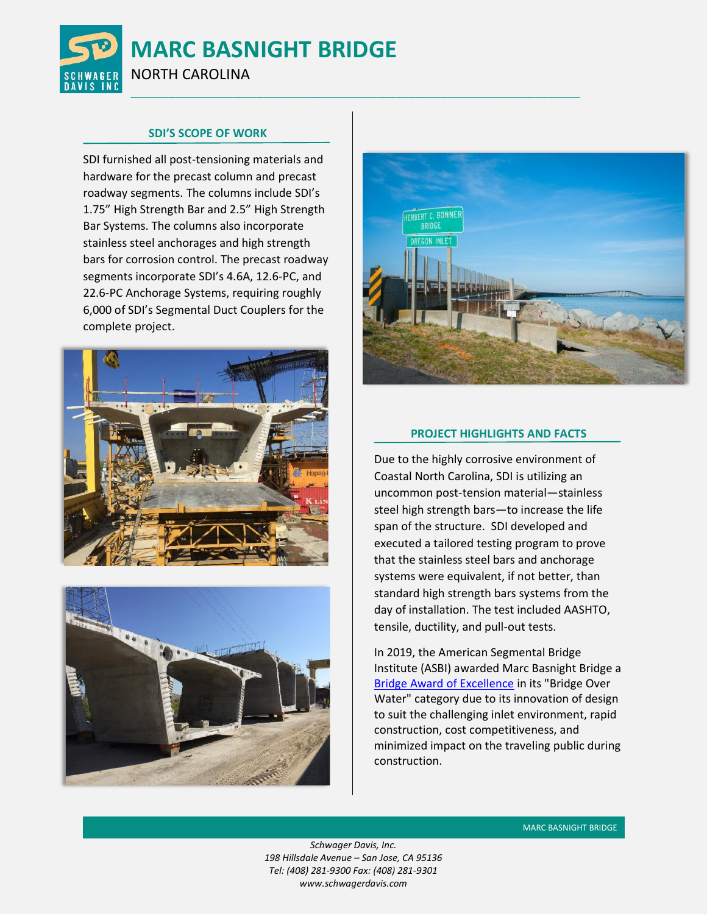# MARC BASNIGHT BRIDGE

NORTH CAROLINA

## SDI'S SCOPE OF WORK

SDI furnished all post-tensioning materials and hardware for the precast column and precast roadway segments. The columns include SDI's 1.75" High Strength Bar and 2.5" High Strength Bar Systems. The columns also incorporate stainless steel anchorages and high strength bars for corrosion control. The precast roadway segments incorporate SDI's 4.6A, 12.6-PC, and 22.6-PC Anchorage Systems, requiring roughly 6,000 of SDI's Segmental Duct Couplers for the complete project.

## PROJECT HIGHLIGHTS AND FACTS

Due to the highly corrosive environment of Coastal North Carolina, SDI is utilizing an uncommon post-tension material—stainless steel high strength bars—to increase the life span of the structure. SDI developed and executed a tailored testing program to prove that the stainless steel bars and anchorage systems were equivalent, if not better, than standard high strength bars systems from the day of installation. The test included AASHTO, tensile, ductility, and pull-out tests.

In 2019, the American Segmental Bridge Institute (ASBI) awarded Marc Basnight Bridge a Bridge Award of Excellence in its "Bridge Over Water" category due to its innovation of design to suit the challenging inlet environment, rapid construction, cost competitiveness, and minimized impact on the traveling public during construction.

*Schwager Davis, Inc.*
*198 Hillsdale Avenue – San Jose, CA 95136*
*Tel: (408) 281-9300 Fax: (408) 281-9301*
*www.schwagerdavis.com*